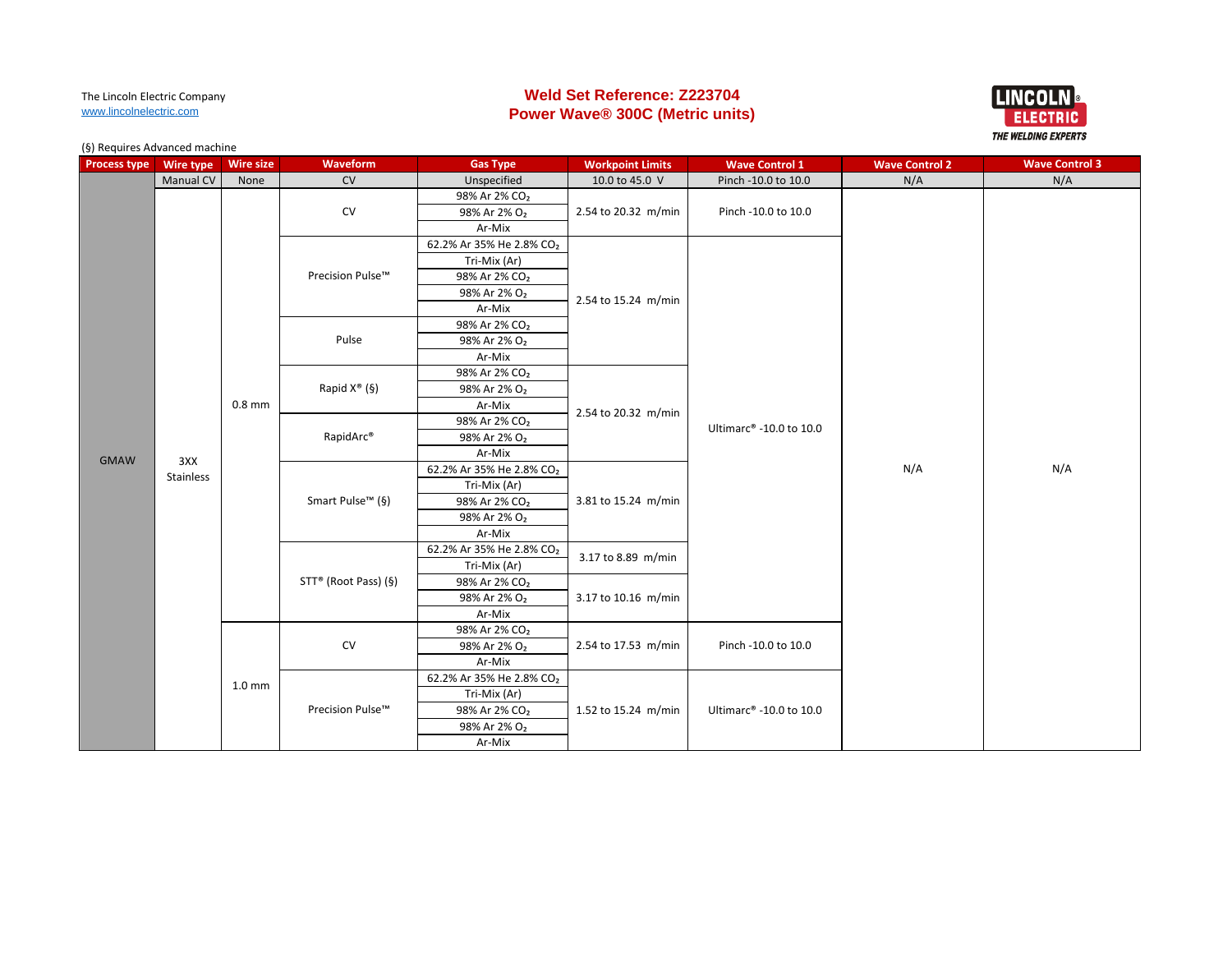The Lincoln Electric Company
www.lincolnelectric.com

# Weld Set Reference: Z223704
## Power Wave® 300C (Metric units)

LINCOLN ELECTRIC
THE WELDING EXPERTS

(§) Requires Advanced machine

| Process type | Wire type | Wire size | Waveform | Gas Type | Workpoint Limits | Wave Control 1 | Wave Control 2 | Wave Control 3 |
|---|---|---|---|---|---|---|---|---|
| | Manual CV | None | CV | Unspecified | 10.0 to 45.0 V | Pinch -10.0 to 10.0 | N/A | N/A |
| GMAW | 3XX Stainless | 0.8 mm | CV | 98% Ar 2% $CO_2$ | 2.54 to 20.32 m/min | Pinch -10.0 to 10.0 | N/A | N/A |
| | | | | 98% Ar 2% $O_2$ | | | | |
| | | | | Ar-Mix | | | | |
| | | | Precision Pulse™ | 62.2% Ar 35% He 2.8% $CO_2$ | 2.54 to 15.24 m/min | Ultimarc® -10.0 to 10.0 | | |
| | | | | Tri-Mix (Ar) | | | | |
| | | | | 98% Ar 2% $CO_2$ | | | | |
| | | | | 98% Ar 2% $O_2$ | | | | |
| | | | | Ar-Mix | | | | |
| | | | Pulse | 98% Ar 2% $CO_2$ | | | | |
| | | | | 98% Ar 2% $O_2$ | | | | |
| | | | | Ar-Mix | | | | |
| | | | Rapid X® (§) | 98% Ar 2% $CO_2$ | 2.54 to 20.32 m/min | | | |
| | | | | 98% Ar 2% $O_2$ | | | | |
| | | | | Ar-Mix | | | | |
| | | | RapidArc® | 98% Ar 2% $CO_2$ | | | | |
| | | | | 98% Ar 2% $O_2$ | | | | |
| | | | | Ar-Mix | | | | |
| | | | Smart Pulse™ (§) | 62.2% Ar 35% He 2.8% $CO_2$ | 3.81 to 15.24 m/min | | | |
| | | | | Tri-Mix (Ar) | | | | |
| | | | | 98% Ar 2% $CO_2$ | | | | |
| | | | | 98% Ar 2% $O_2$ | | | | |
| | | | | Ar-Mix | | | | |
| | | | STT® (Root Pass) (§) | 62.2% Ar 35% He 2.8% $CO_2$ | 3.17 to 8.89 m/min | | | |
| | | | | Tri-Mix (Ar) | | | | |
| | | | | 98% Ar 2% $CO_2$ | 3.17 to 10.16 m/min | | | |
| | | | | 98% Ar 2% $O_2$ | | | | |
| | | | | Ar-Mix | | | | |
| | | 1.0 mm | CV | 98% Ar 2% $CO_2$ | 2.54 to 17.53 m/min | Pinch -10.0 to 10.0 | | |
| | | | | 98% Ar 2% $O_2$ | | | | |
| | | | | Ar-Mix | | | | |
| | | | Precision Pulse™ | 62.2% Ar 35% He 2.8% $CO_2$ | 1.52 to 15.24 m/min | Ultimarc® -10.0 to 10.0 | | |
| | | | | Tri-Mix (Ar) | | | | |
| | | | | 98% Ar 2% $CO_2$ | | | | |
| | | | | 98% Ar 2% $O_2$ | | | | |
| | | | | Ar-Mix | | | | |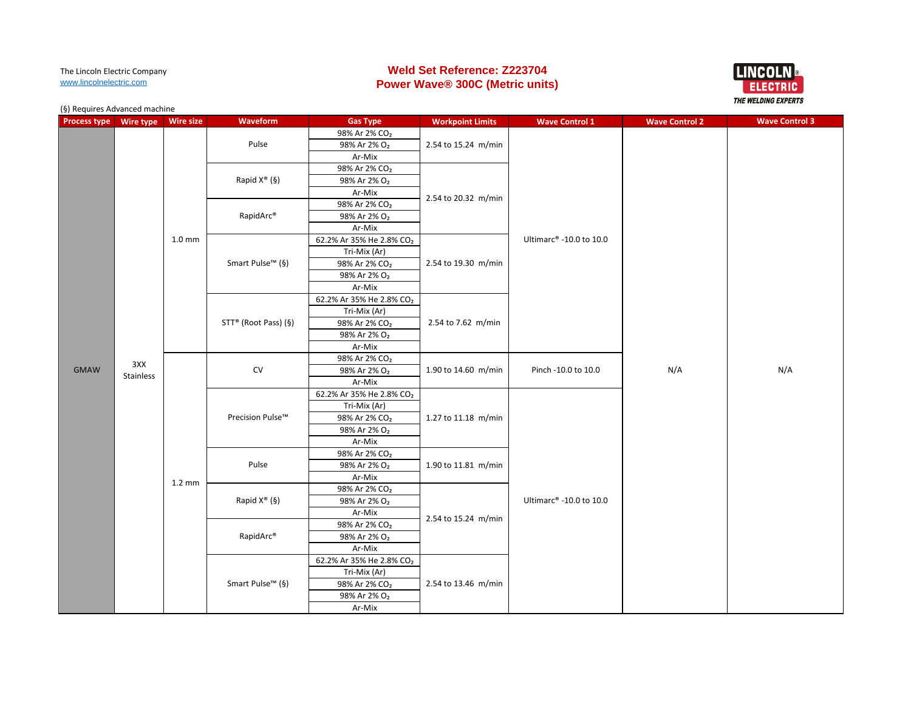The Lincoln Electric Company
www.lincolnelectric.com

# Weld Set Reference: Z223704
# Power Wave® 300C (Metric units)

(§) Requires Advanced machine

| Process type | Wire type | Wire size | Waveform | Gas Type | Workpoint Limits | Wave Control 1 | Wave Control 2 | Wave Control 3 |
|---|---|---|---|---|---|---|---|---|
| GMAW | 3XX Stainless | 1.0 mm | Pulse | 98% Ar 2% $CO_2$ | 2.54 to 15.24 m/min | Ultimarc® -10.0 to 10.0 | N/A | N/A |
| | | | | 98% Ar 2% $O_2$ | | | | |
| | | | | Ar-Mix | | | | |
| | | | Rapid X® (§) | 98% Ar 2% $CO_2$ | 2.54 to 20.32 m/min | | | |
| | | | | 98% Ar 2% $O_2$ | | | | |
| | | | | Ar-Mix | | | | |
| | | | RapidArc® | 98% Ar 2% $CO_2$ | | | | |
| | | | | 98% Ar 2% $O_2$ | | | | |
| | | | | Ar-Mix | | | | |
| | | | Smart Pulse™ (§) | 62.2% Ar 35% He 2.8% $CO_2$ | 2.54 to 19.30 m/min | | | |
| | | | | Tri-Mix (Ar) | | | | |
| | | | | 98% Ar 2% $CO_2$ | | | | |
| | | | | 98% Ar 2% $O_2$ | | | | |
| | | | | Ar-Mix | | | | |
| | | | STT® (Root Pass) (§) | 62.2% Ar 35% He 2.8% $CO_2$ | 2.54 to 7.62 m/min | | | |
| | | | | Tri-Mix (Ar) | | | | |
| | | | | 98% Ar 2% $CO_2$ | | | | |
| | | | | 98% Ar 2% $O_2$ | | | | |
| | | | | Ar-Mix | | | | |
| | | 1.2 mm | CV | 98% Ar 2% $CO_2$ | 1.90 to 14.60 m/min | Pinch -10.0 to 10.0 | | |
| | | | | 98% Ar 2% $O_2$ | | | | |
| | | | | Ar-Mix | | | | |
| | | | Precision Pulse™ | 62.2% Ar 35% He 2.8% $CO_2$ | 1.27 to 11.18 m/min | Ultimarc® -10.0 to 10.0 | | |
| | | | | Tri-Mix (Ar) | | | | |
| | | | | 98% Ar 2% $CO_2$ | | | | |
| | | | | 98% Ar 2% $O_2$ | | | | |
| | | | | Ar-Mix | | | | |
| | | | Pulse | 98% Ar 2% $CO_2$ | 1.90 to 11.81 m/min | | | |
| | | | | 98% Ar 2% $O_2$ | | | | |
| | | | | Ar-Mix | | | | |
| | | | Rapid X® (§) | 98% Ar 2% $CO_2$ | 2.54 to 15.24 m/min | | | |
| | | | | 98% Ar 2% $O_2$ | | | | |
| | | | | Ar-Mix | | | | |
| | | | RapidArc® | 98% Ar 2% $CO_2$ | | | | |
| | | | | 98% Ar 2% $O_2$ | | | | |
| | | | | Ar-Mix | | | | |
| | | | Smart Pulse™ (§) | 62.2% Ar 35% He 2.8% $CO_2$ | 2.54 to 13.46 m/min | | | |
| | | | | Tri-Mix (Ar) | | | | |
| | | | | 98% Ar 2% $CO_2$ | | | | |
| | | | | 98% Ar 2% $O_2$ | | | | |
| | | | | Ar-Mix | | | | |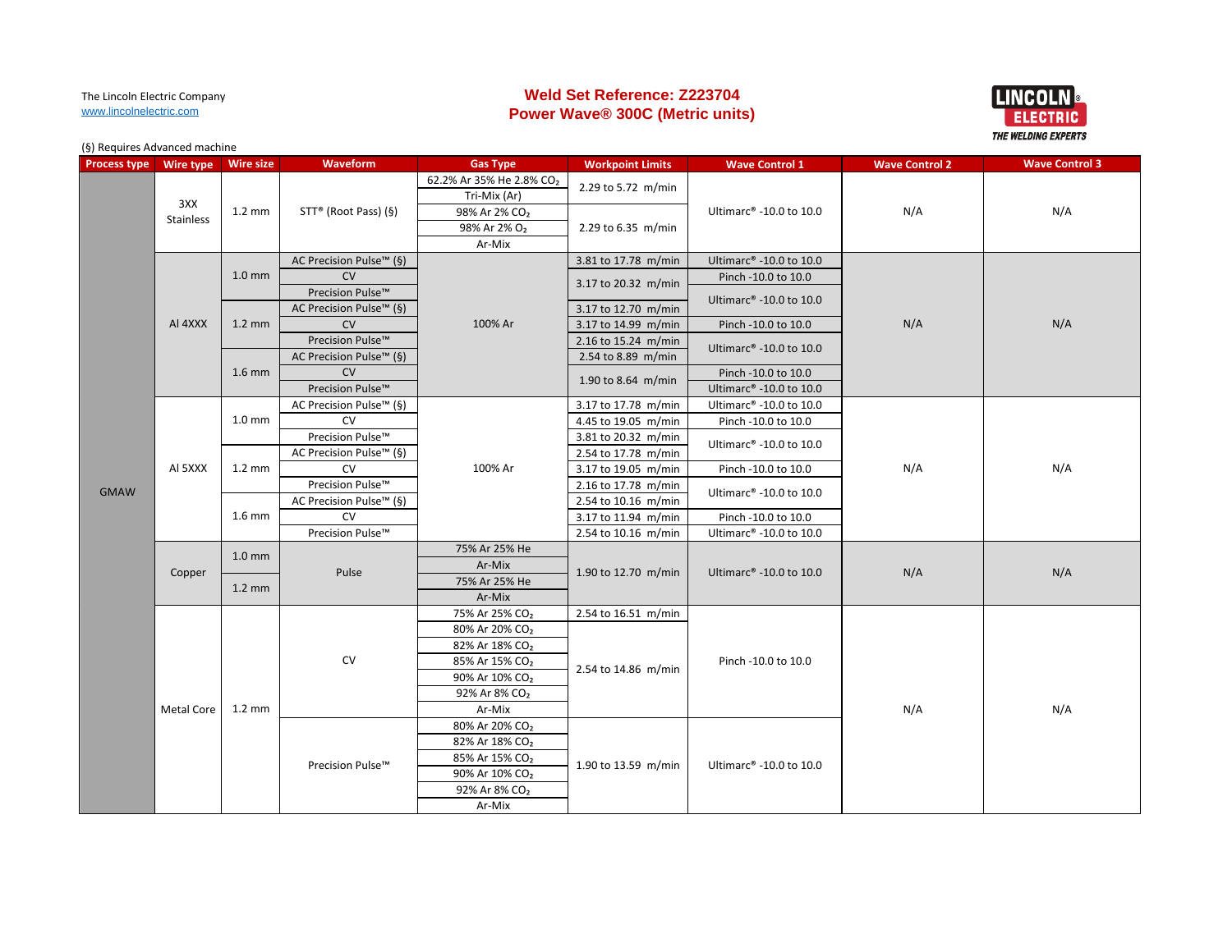The Lincoln Electric Company
www.lincolnelectric.com

# Weld Set Reference: Z223704
## Power Wave® 300C (Metric units)

(§) Requires Advanced machine

| Process type | Wire type | Wire size | Waveform | Gas Type | Workpoint Limits | Wave Control 1 | Wave Control 2 | Wave Control 3 |
|---|---|---|---|---|---|---|---|---|
| GMAW | 3XX Stainless | 1.2 mm | STT® (Root Pass) (§) | 62.2% Ar 35% He 2.8% $CO_2$ | 2.29 to 5.72 m/min | Ultimarc® -10.0 to 10.0 | N/A | N/A |
| | | | | Tri-Mix (Ar) | | | | |
| | | | | 98% Ar 2% $CO_2$ | 2.29 to 6.35 m/min | | | |
| | | | | 98% Ar 2% $O_2$ | | | | |
| | | | | Ar-Mix | | | | |
| | Al 4XXX | 1.0 mm | AC Precision Pulse™ (§) | 100% Ar | 3.81 to 17.78 m/min | Ultimarc® -10.0 to 10.0 | N/A | N/A |
| | | | CV | | 3.17 to 20.32 m/min | Pinch -10.0 to 10.0 | | |
| | | | Precision Pulse™ | | | Ultimarc® -10.0 to 10.0 | | |
| | | 1.2 mm | AC Precision Pulse™ (§) | | 3.17 to 12.70 m/min | | | |
| | | | CV | | 3.17 to 14.99 m/min | Pinch -10.0 to 10.0 | | |
| | | | Precision Pulse™ | | 2.16 to 15.24 m/min | Ultimarc® -10.0 to 10.0 | | |
| | | 1.6 mm | AC Precision Pulse™ (§) | | 2.54 to 8.89 m/min | | | |
| | | | CV | | 1.90 to 8.64 m/min | Pinch -10.0 to 10.0 | | |
| | | | Precision Pulse™ | | | Ultimarc® -10.0 to 10.0 | | |
| | Al 5XXX | 1.0 mm | AC Precision Pulse™ (§) | 100% Ar | 3.17 to 17.78 m/min | Ultimarc® -10.0 to 10.0 | N/A | N/A |
| | | | CV | | 4.45 to 19.05 m/min | Pinch -10.0 to 10.0 | | |
| | | | Precision Pulse™ | | 3.81 to 20.32 m/min | Ultimarc® -10.0 to 10.0 | | |
| | | 1.2 mm | AC Precision Pulse™ (§) | | 2.54 to 17.78 m/min | | | |
| | | | CV | | 3.17 to 19.05 m/min | Pinch -10.0 to 10.0 | | |
| | | | Precision Pulse™ | | 2.16 to 17.78 m/min | Ultimarc® -10.0 to 10.0 | | |
| | | 1.6 mm | AC Precision Pulse™ (§) | | 2.54 to 10.16 m/min | | | |
| | | | CV | | 3.17 to 11.94 m/min | Pinch -10.0 to 10.0 | | |
| | | | Precision Pulse™ | | 2.54 to 10.16 m/min | Ultimarc® -10.0 to 10.0 | | |
| | Copper | 1.0 mm | Pulse | 75% Ar 25% He | 1.90 to 12.70 m/min | Ultimarc® -10.0 to 10.0 | N/A | N/A |
| | | | | Ar-Mix | | | | |
| | | 1.2 mm | | 75% Ar 25% He | | | | |
| | | | | Ar-Mix | | | | |
| | Metal Core | 1.2 mm | CV | 75% Ar 25% $CO_2$ | 2.54 to 16.51 m/min | Pinch -10.0 to 10.0 | N/A | N/A |
| | | | | 80% Ar 20% $CO_2$ | 2.54 to 14.86 m/min | | | |
| | | | | 82% Ar 18% $CO_2$ | | | | |
| | | | | 85% Ar 15% $CO_2$ | | | | |
| | | | | 90% Ar 10% $CO_2$ | | | | |
| | | | | 92% Ar 8% $CO_2$ | | | | |
| | | | | Ar-Mix | | | | |
| | | | Precision Pulse™ | 80% Ar 20% $CO_2$ | 1.90 to 13.59 m/min | Ultimarc® -10.0 to 10.0 | | |
| | | | | 82% Ar 18% $CO_2$ | | | | |
| | | | | 85% Ar 15% $CO_2$ | | | | |
| | | | | 90% Ar 10% $CO_2$ | | | | |
| | | | | 92% Ar 8% $CO_2$ | | | | |
| | | | | Ar-Mix | | | | |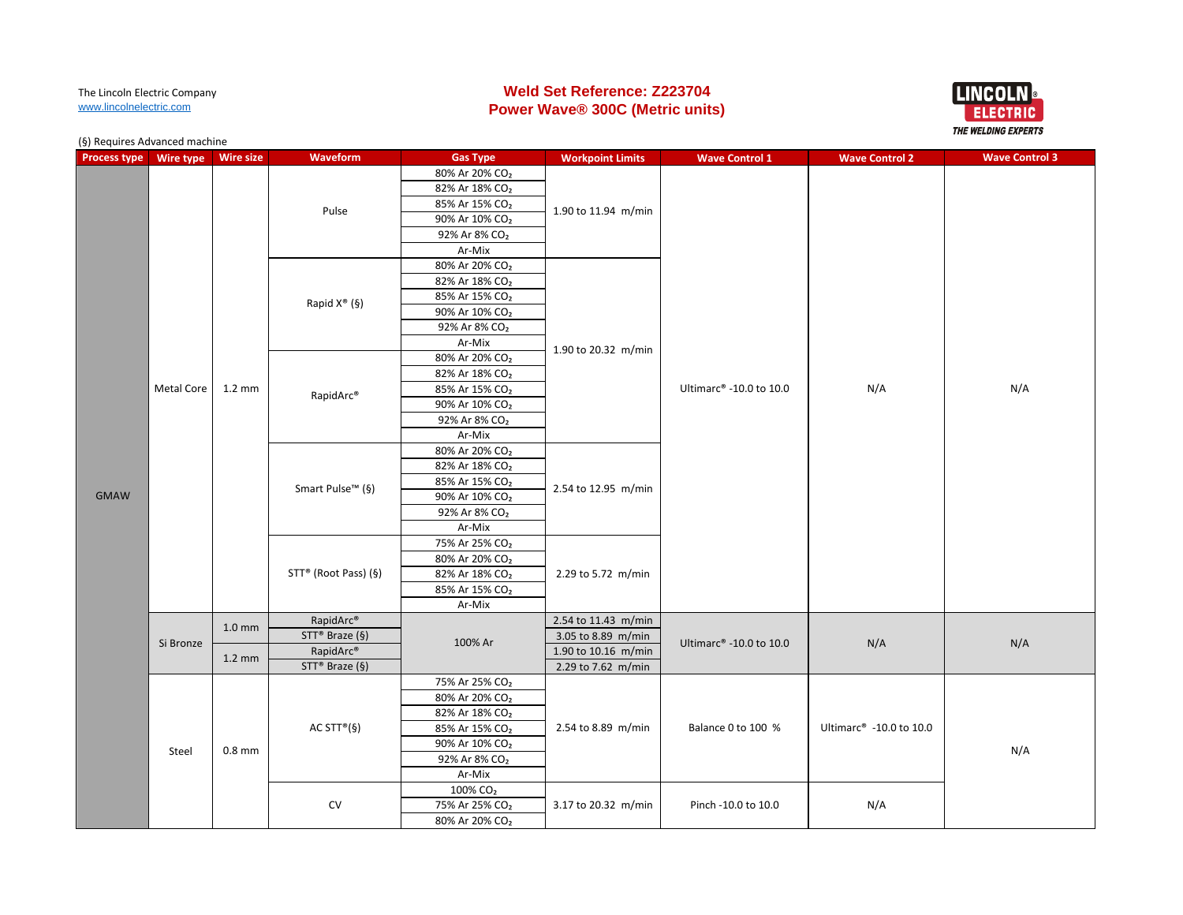The Lincoln Electric Company
www.lincolnelectric.com

# Weld Set Reference: Z223704
## Power Wave® 300C (Metric units)

(§) Requires Advanced machine

| Process type | Wire type | Wire size | Waveform | Gas Type | Workpoint Limits | Wave Control 1 | Wave Control 2 | Wave Control 3 |
|---|---|---|---|---|---|---|---|---|
| GMAW | Metal Core | 1.2 mm | Pulse | 80% Ar 20% $CO_2$ | 1.90 to 11.94 m/min | Ultimarc® -10.0 to 10.0 | N/A | N/A |
| | | | | 82% Ar 18% $CO_2$ | | | | |
| | | | | 85% Ar 15% $CO_2$ | | | | |
| | | | | 90% Ar 10% $CO_2$ | | | | |
| | | | | 92% Ar 8% $CO_2$ | | | | |
| | | | | Ar-Mix | | | | |
| | | | Rapid X® (§) | 80% Ar 20% $CO_2$ | 1.90 to 20.32 m/min | | | |
| | | | | 82% Ar 18% $CO_2$ | | | | |
| | | | | 85% Ar 15% $CO_2$ | | | | |
| | | | | 90% Ar 10% $CO_2$ | | | | |
| | | | | 92% Ar 8% $CO_2$ | | | | |
| | | | | Ar-Mix | | | | |
| | | | RapidArc® | 80% Ar 20% $CO_2$ | | | | |
| | | | | 82% Ar 18% $CO_2$ | | | | |
| | | | | 85% Ar 15% $CO_2$ | | | | |
| | | | | 90% Ar 10% $CO_2$ | | | | |
| | | | | 92% Ar 8% $CO_2$ | | | | |
| | | | | Ar-Mix | | | | |
| | | | Smart Pulse™ (§) | 80% Ar 20% $CO_2$ | 2.54 to 12.95 m/min | | | |
| | | | | 82% Ar 18% $CO_2$ | | | | |
| | | | | 85% Ar 15% $CO_2$ | | | | |
| | | | | 90% Ar 10% $CO_2$ | | | | |
| | | | | 92% Ar 8% $CO_2$ | | | | |
| | | | | Ar-Mix | | | | |
| | | | STT® (Root Pass) (§) | 75% Ar 25% $CO_2$ | 2.29 to 5.72 m/min | | | |
| | | | | 80% Ar 20% $CO_2$ | | | | |
| | | | | 82% Ar 18% $CO_2$ | | | | |
| | | | | 85% Ar 15% $CO_2$ | | | | |
| | | | | Ar-Mix | | | | |
| | Si Bronze | 1.0 mm | RapidArc® | 100% Ar | 2.54 to 11.43 m/min | Ultimarc® -10.0 to 10.0 | N/A | N/A |
| | | | STT® Braze (§) | | 3.05 to 8.89 m/min | | | |
| | | 1.2 mm | RapidArc® | | 1.90 to 10.16 m/min | | | |
| | | | STT® Braze (§) | | 2.29 to 7.62 m/min | | | |
| | Steel | 0.8 mm | AC STT®(§) | 75% Ar 25% $CO_2$ | 2.54 to 8.89 m/min | Balance 0 to 100 % | Ultimarc® -10.0 to 10.0 | N/A |
| | | | | 80% Ar 20% $CO_2$ | | | | |
| | | | | 82% Ar 18% $CO_2$ | | | | |
| | | | | 85% Ar 15% $CO_2$ | | | | |
| | | | | 90% Ar 10% $CO_2$ | | | | |
| | | | | 92% Ar 8% $CO_2$ | | | | |
| | | | | Ar-Mix | | | | |
| | | | CV | 100% $CO_2$ | 3.17 to 20.32 m/min | Pinch -10.0 to 10.0 | N/A | |
| | | | | 75% Ar 25% $CO_2$ | | | | |
| | | | | 80% Ar 20% $CO_2$ | | | | |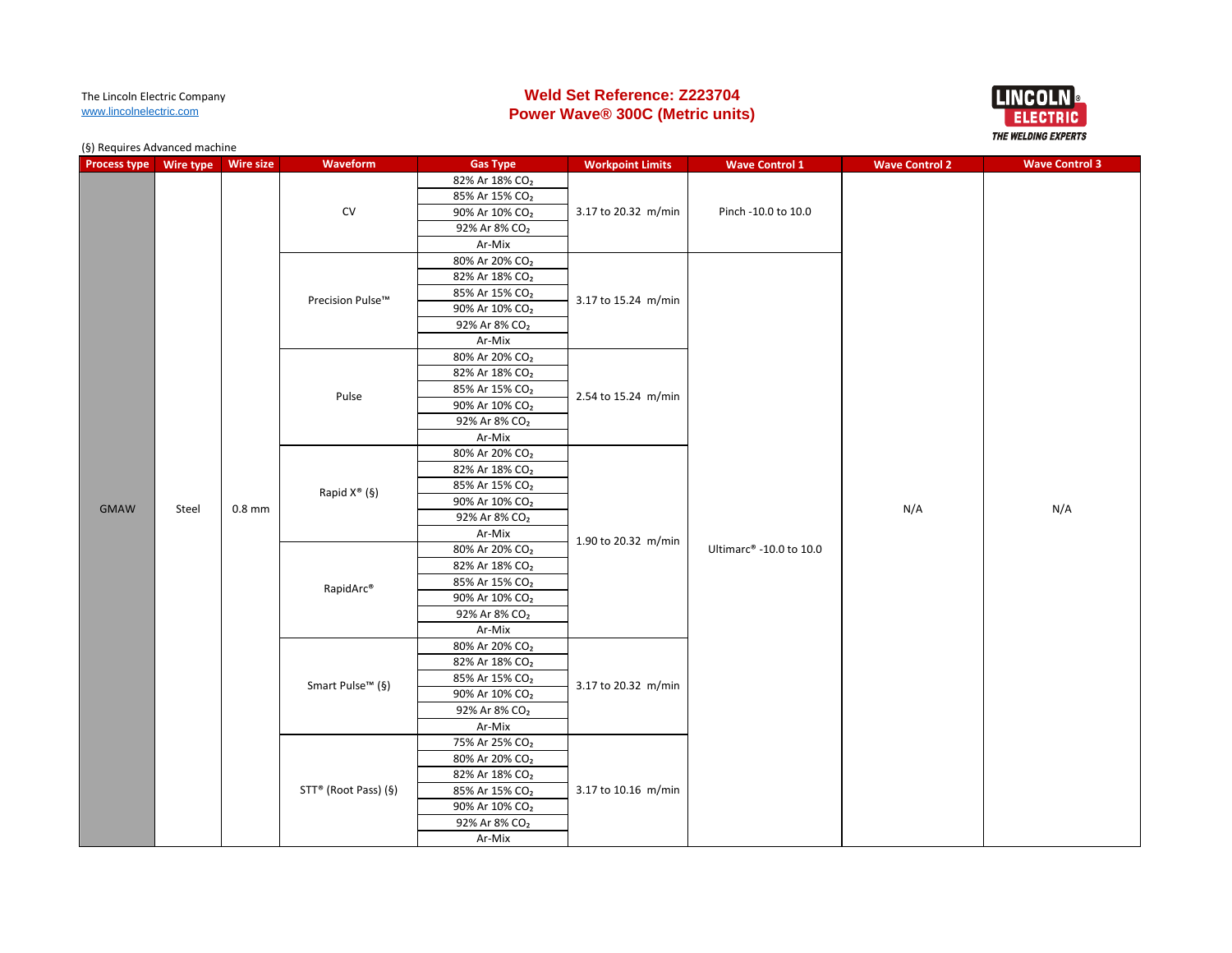The Lincoln Electric Company
www.lincolnelectric.com

# Weld Set Reference: Z223704
# Power Wave® 300C (Metric units)

(§) Requires Advanced machine

| Process type | Wire type | Wire size | Waveform | Gas Type | Workpoint Limits | Wave Control 1 | Wave Control 2 | Wave Control 3 |
|---|---|---|---|---|---|---|---|---|
| GMAW | Steel | 0.8 mm | CV | 82% Ar 18% $CO_2$ | 3.17 to 20.32 m/min | Pinch -10.0 to 10.0 | N/A | N/A |
| | | | | 85% Ar 15% $CO_2$ | | | | |
| | | | | 90% Ar 10% $CO_2$ | | | | |
| | | | | 92% Ar 8% $CO_2$ | | | | |
| | | | | Ar-Mix | | | | |
| | | | Precision Pulse™ | 80% Ar 20% $CO_2$ | 3.17 to 15.24 m/min | Ultimarc® -10.0 to 10.0 | | |
| | | | | 82% Ar 18% $CO_2$ | | | | |
| | | | | 85% Ar 15% $CO_2$ | | | | |
| | | | | 90% Ar 10% $CO_2$ | | | | |
| | | | | 92% Ar 8% $CO_2$ | | | | |
| | | | | Ar-Mix | | | | |
| | | | Pulse | 80% Ar 20% $CO_2$ | 2.54 to 15.24 m/min | | | |
| | | | | 82% Ar 18% $CO_2$ | | | | |
| | | | | 85% Ar 15% $CO_2$ | | | | |
| | | | | 90% Ar 10% $CO_2$ | | | | |
| | | | | 92% Ar 8% $CO_2$ | | | | |
| | | | | Ar-Mix | | | | |
| | | | Rapid X® (§) | 80% Ar 20% $CO_2$ | 1.90 to 20.32 m/min | | | |
| | | | | 82% Ar 18% $CO_2$ | | | | |
| | | | | 85% Ar 15% $CO_2$ | | | | |
| | | | | 90% Ar 10% $CO_2$ | | | | |
| | | | | 92% Ar 8% $CO_2$ | | | | |
| | | | | Ar-Mix | | | | |
| | | | RapidArc® | 80% Ar 20% $CO_2$ | | | | |
| | | | | 82% Ar 18% $CO_2$ | | | | |
| | | | | 85% Ar 15% $CO_2$ | | | | |
| | | | | 90% Ar 10% $CO_2$ | | | | |
| | | | | 92% Ar 8% $CO_2$ | | | | |
| | | | | Ar-Mix | | | | |
| | | | Smart Pulse™ (§) | 80% Ar 20% $CO_2$ | 3.17 to 20.32 m/min | | | |
| | | | | 82% Ar 18% $CO_2$ | | | | |
| | | | | 85% Ar 15% $CO_2$ | | | | |
| | | | | 90% Ar 10% $CO_2$ | | | | |
| | | | | 92% Ar 8% $CO_2$ | | | | |
| | | | | Ar-Mix | | | | |
| | | | STT® (Root Pass) (§) | 75% Ar 25% $CO_2$ | 3.17 to 10.16 m/min | | | |
| | | | | 80% Ar 20% $CO_2$ | | | | |
| | | | | 82% Ar 18% $CO_2$ | | | | |
| | | | | 85% Ar 15% $CO_2$ | | | | |
| | | | | 90% Ar 10% $CO_2$ | | | | |
| | | | | 92% Ar 8% $CO_2$ | | | | |
| | | | | Ar-Mix | | | | |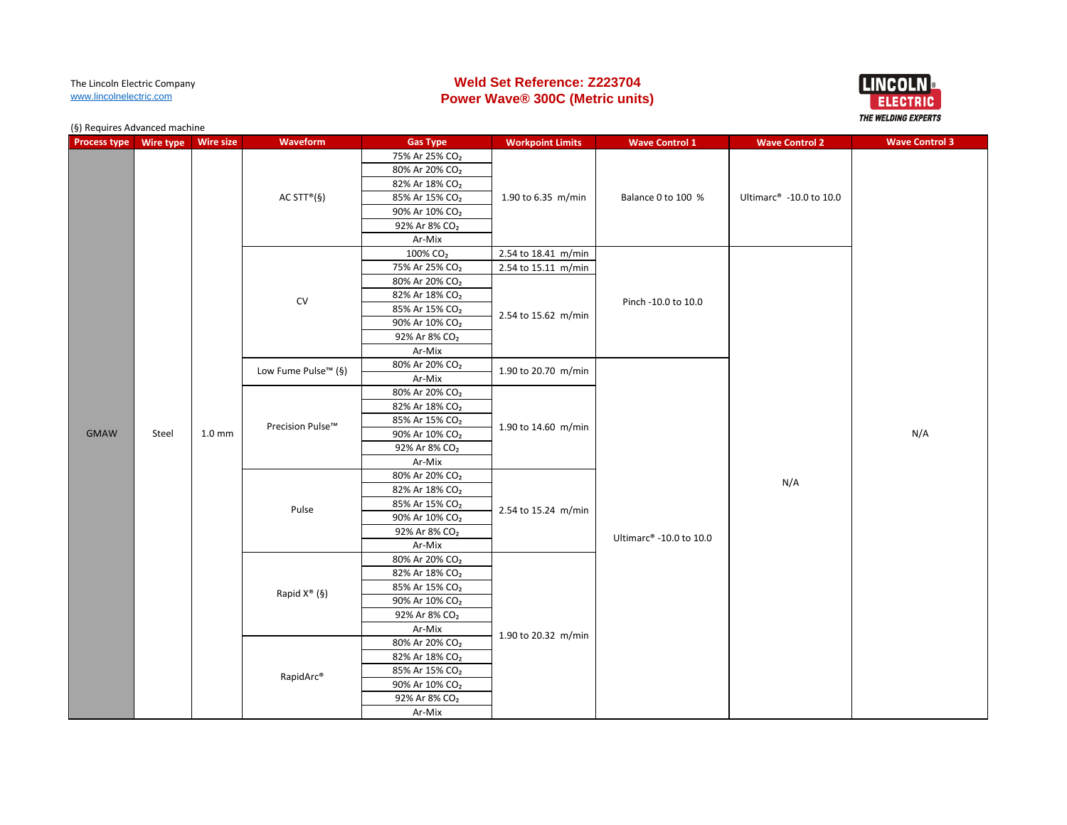The Lincoln Electric Company
www.lincolnelectric.com

# Weld Set Reference: Z223704
## Power Wave® 300C (Metric units)

(§) Requires Advanced machine

| Process type | Wire type | Wire size | Waveform | Gas Type | Workpoint Limits | Wave Control 1 | Wave Control 2 | Wave Control 3 |
|---|---|---|---|---|---|---|---|---|
| GMAW | Steel | 1.0 mm | AC STT®(§) | 75% Ar 25% $CO_2$ | 1.90 to 6.35 m/min | Balance 0 to 100 % | Ultimarc® -10.0 to 10.0 | N/A |
| | | | | 80% Ar 20% $CO_2$ | | | | |
| | | | | 82% Ar 18% $CO_2$ | | | | |
| | | | | 85% Ar 15% $CO_2$ | | | | |
| | | | | 90% Ar 10% $CO_2$ | | | | |
| | | | | 92% Ar 8% $CO_2$ | | | | |
| | | | | Ar-Mix | | | | |
| | | | CV | 100% $CO_2$ | 2.54 to 18.41 m/min | Pinch -10.0 to 10.0 | N/A | |
| | | | | 75% Ar 25% $CO_2$ | 2.54 to 15.11 m/min | | | |
| | | | | 80% Ar 20% $CO_2$ | 2.54 to 15.62 m/min | | | |
| | | | | 82% Ar 18% $CO_2$ | | | | |
| | | | | 85% Ar 15% $CO_2$ | | | | |
| | | | | 90% Ar 10% $CO_2$ | | | | |
| | | | | 92% Ar 8% $CO_2$ | | | | |
| | | | | Ar-Mix | | | | |
| | | | Low Fume Pulse™ (§) | 80% Ar 20% $CO_2$ | 1.90 to 20.70 m/min | Ultimarc® -10.0 to 10.0 | | |
| | | | | Ar-Mix | | | | |
| | | | Precision Pulse™ | 80% Ar 20% $CO_2$ | 1.90 to 14.60 m/min | | | |
| | | | | 82% Ar 18% $CO_2$ | | | | |
| | | | | 85% Ar 15% $CO_2$ | | | | |
| | | | | 90% Ar 10% $CO_2$ | | | | |
| | | | | 92% Ar 8% $CO_2$ | | | | |
| | | | | Ar-Mix | | | | |
| | | | Pulse | 80% Ar 20% $CO_2$ | 2.54 to 15.24 m/min | | | |
| | | | | 82% Ar 18% $CO_2$ | | | | |
| | | | | 85% Ar 15% $CO_2$ | | | | |
| | | | | 90% Ar 10% $CO_2$ | | | | |
| | | | | 92% Ar 8% $CO_2$ | | | | |
| | | | | Ar-Mix | | | | |
| | | | Rapid X® (§) | 80% Ar 20% $CO_2$ | 1.90 to 20.32 m/min | | | |
| | | | | 82% Ar 18% $CO_2$ | | | | |
| | | | | 85% Ar 15% $CO_2$ | | | | |
| | | | | 90% Ar 10% $CO_2$ | | | | |
| | | | | 92% Ar 8% $CO_2$ | | | | |
| | | | | Ar-Mix | | | | |
| | | | RapidArc® | 80% Ar 20% $CO_2$ | | | | |
| | | | | 82% Ar 18% $CO_2$ | | | | |
| | | | | 85% Ar 15% $CO_2$ | | | | |
| | | | | 90% Ar 10% $CO_2$ | | | | |
| | | | | 92% Ar 8% $CO_2$ | | | | |
| | | | | Ar-Mix | | | | |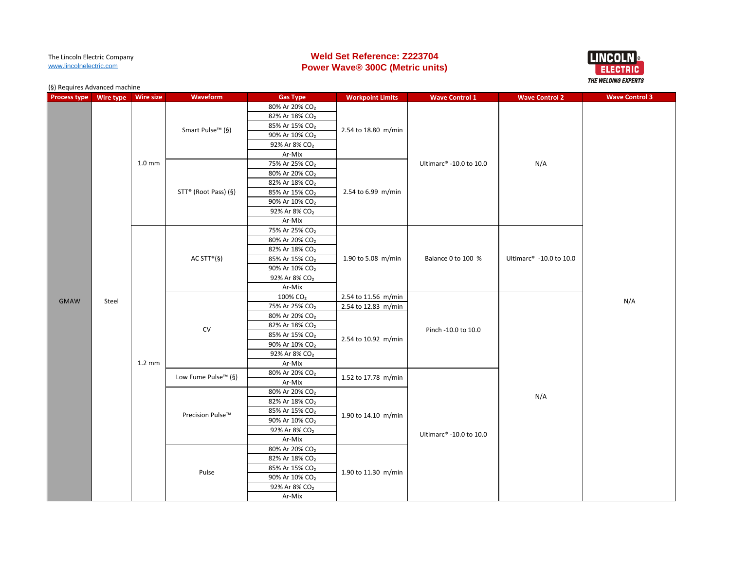The Lincoln Electric Company
www.lincolnelectric.com

# Weld Set Reference: Z223704
# Power Wave® 300C (Metric units)

(§) Requires Advanced machine

| Process type | Wire type | Wire size | Waveform | Gas Type | Workpoint Limits | Wave Control 1 | Wave Control 2 | Wave Control 3 |
|---|---|---|---|---|---|---|---|---|
| GMAW | Steel | 1.0 mm | Smart Pulse™ (§) | 80% Ar 20% $CO_2$ | 2.54 to 18.80 m/min | Ultimarc® -10.0 to 10.0 | N/A | N/A |
| | | | | 82% Ar 18% $CO_2$ | | | | |
| | | | | 85% Ar 15% $CO_2$ | | | | |
| | | | | 90% Ar 10% $CO_2$ | | | | |
| | | | | 92% Ar 8% $CO_2$ | | | | |
| | | | | Ar-Mix | | | | |
| | | | STT® (Root Pass) (§) | 75% Ar 25% $CO_2$ | 2.54 to 6.99 m/min | | | |
| | | | | 80% Ar 20% $CO_2$ | | | | |
| | | | | 82% Ar 18% $CO_2$ | | | | |
| | | | | 85% Ar 15% $CO_2$ | | | | |
| | | | | 90% Ar 10% $CO_2$ | | | | |
| | | | | 92% Ar 8% $CO_2$ | | | | |
| | | | | Ar-Mix | | | | |
| | | 1.2 mm | AC STT®(§) | 75% Ar 25% $CO_2$ | 1.90 to 5.08 m/min | Balance 0 to 100 % | Ultimarc® -10.0 to 10.0 | |
| | | | | 80% Ar 20% $CO_2$ | | | | |
| | | | | 82% Ar 18% $CO_2$ | | | | |
| | | | | 85% Ar 15% $CO_2$ | | | | |
| | | | | 90% Ar 10% $CO_2$ | | | | |
| | | | | 92% Ar 8% $CO_2$ | | | | |
| | | | | Ar-Mix | | | | |
| | | | CV | 100% $CO_2$ | 2.54 to 11.56 m/min | Pinch -10.0 to 10.0 | N/A | |
| | | | | 75% Ar 25% $CO_2$ | 2.54 to 12.83 m/min | | | |
| | | | | 80% Ar 20% $CO_2$ | 2.54 to 10.92 m/min | | | |
| | | | | 82% Ar 18% $CO_2$ | | | | |
| | | | | 85% Ar 15% $CO_2$ | | | | |
| | | | | 90% Ar 10% $CO_2$ | | | | |
| | | | | 92% Ar 8% $CO_2$ | | | | |
| | | | | Ar-Mix | | | | |
| | | | Low Fume Pulse™ (§) | 80% Ar 20% $CO_2$ | 1.52 to 17.78 m/min | Ultimarc® -10.0 to 10.0 | | |
| | | | | Ar-Mix | | | | |
| | | | Precision Pulse™ | 80% Ar 20% $CO_2$ | 1.90 to 14.10 m/min | | | |
| | | | | 82% Ar 18% $CO_2$ | | | | |
| | | | | 85% Ar 15% $CO_2$ | | | | |
| | | | | 90% Ar 10% $CO_2$ | | | | |
| | | | | 92% Ar 8% $CO_2$ | | | | |
| | | | | Ar-Mix | | | | |
| | | | Pulse | 80% Ar 20% $CO_2$ | 1.90 to 11.30 m/min | | | |
| | | | | 82% Ar 18% $CO_2$ | | | | |
| | | | | 85% Ar 15% $CO_2$ | | | | |
| | | | | 90% Ar 10% $CO_2$ | | | | |
| | | | | 92% Ar 8% $CO_2$ | | | | |
| | | | | Ar-Mix | | | | |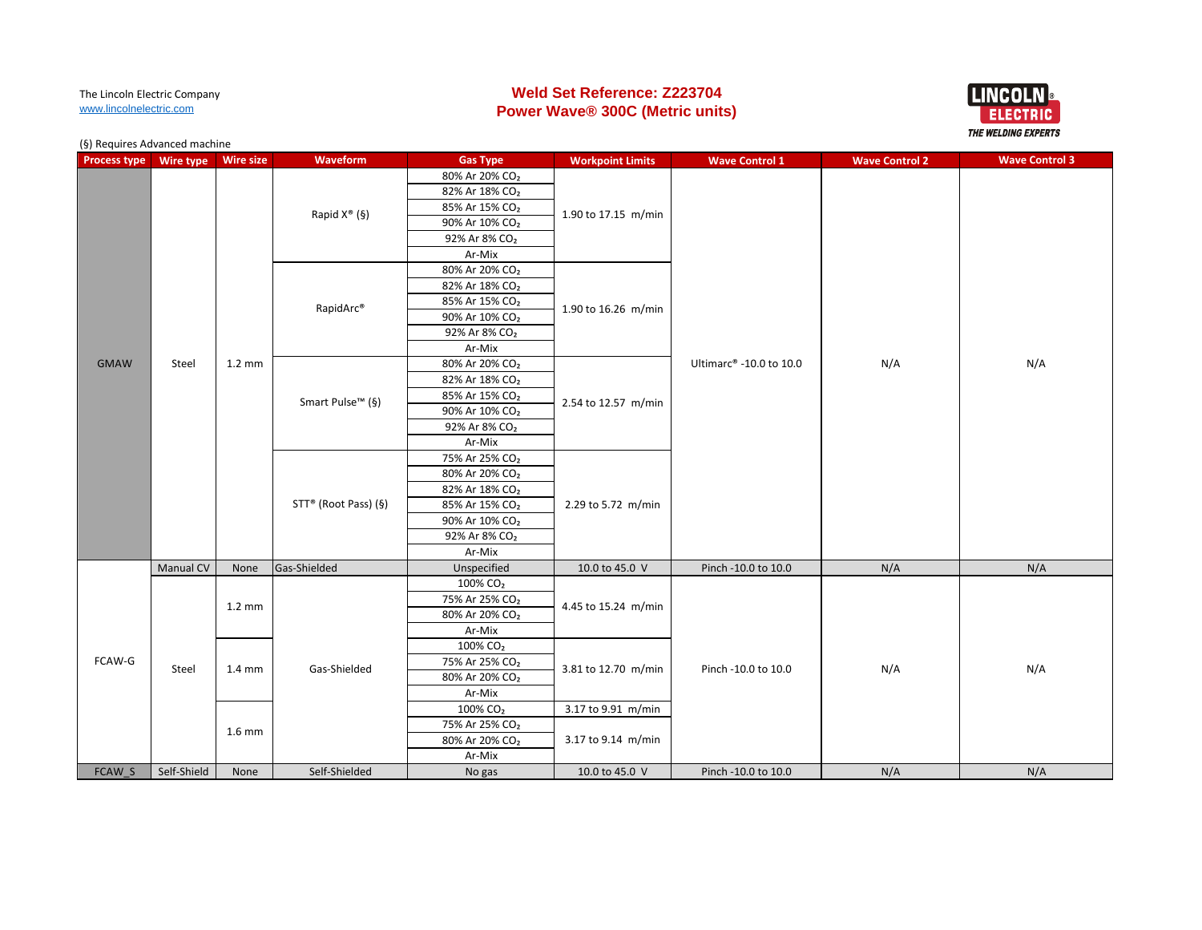The Lincoln Electric Company
www.lincolnelectric.com

# Weld Set Reference: Z223704
## Power Wave® 300C (Metric units)

(§) Requires Advanced machine

| Process type | Wire type | Wire size | Waveform | Gas Type | Workpoint Limits | Wave Control 1 | Wave Control 2 | Wave Control 3 |
|---|---|---|---|---|---|---|---|---|
| GMAW | Steel | 1.2 mm | Rapid X® (§) | 80% Ar 20% $CO_2$ | 1.90 to 17.15 m/min | Ultimarc® -10.0 to 10.0 | N/A | N/A |
| | | | | 82% Ar 18% $CO_2$ | | | | |
| | | | | 85% Ar 15% $CO_2$ | | | | |
| | | | | 90% Ar 10% $CO_2$ | | | | |
| | | | | 92% Ar 8% $CO_2$ | | | | |
| | | | | Ar-Mix | | | | |
| | | | RapidArc® | 80% Ar 20% $CO_2$ | 1.90 to 16.26 m/min | | | |
| | | | | 82% Ar 18% $CO_2$ | | | | |
| | | | | 85% Ar 15% $CO_2$ | | | | |
| | | | | 90% Ar 10% $CO_2$ | | | | |
| | | | | 92% Ar 8% $CO_2$ | | | | |
| | | | | Ar-Mix | | | | |
| | | | Smart Pulse™ (§) | 80% Ar 20% $CO_2$ | 2.54 to 12.57 m/min | | | |
| | | | | 82% Ar 18% $CO_2$ | | | | |
| | | | | 85% Ar 15% $CO_2$ | | | | |
| | | | | 90% Ar 10% $CO_2$ | | | | |
| | | | | 92% Ar 8% $CO_2$ | | | | |
| | | | | Ar-Mix | | | | |
| | | | STT® (Root Pass) (§) | 75% Ar 25% $CO_2$ | 2.29 to 5.72 m/min | | | |
| | | | | 80% Ar 20% $CO_2$ | | | | |
| | | | | 82% Ar 18% $CO_2$ | | | | |
| | | | | 85% Ar 15% $CO_2$ | | | | |
| | | | | 90% Ar 10% $CO_2$ | | | | |
| | | | | 92% Ar 8% $CO_2$ | | | | |
| | | | | Ar-Mix | | | | |
| FCAW-G | Manual CV | None | Gas-Shielded | Unspecified | 10.0 to 45.0 V | Pinch -10.0 to 10.0 | N/A | N/A |
| | Steel | 1.2 mm | Gas-Shielded | 100% $CO_2$ | 4.45 to 15.24 m/min | Pinch -10.0 to 10.0 | N/A | N/A |
| | | | | 75% Ar 25% $CO_2$ | | | | |
| | | | | 80% Ar 20% $CO_2$ | | | | |
| | | | | Ar-Mix | | | | |
| | | 1.4 mm | | 100% $CO_2$ | 3.81 to 12.70 m/min | | | |
| | | | | 75% Ar 25% $CO_2$ | | | | |
| | | | | 80% Ar 20% $CO_2$ | | | | |
| | | | | Ar-Mix | | | | |
| | | 1.6 mm | | 100% $CO_2$ | 3.17 to 9.91 m/min | | | |
| | | | | 75% Ar 25% $CO_2$ | 3.17 to 9.14 m/min | | | |
| | | | | 80% Ar 20% $CO_2$ | | | | |
| | | | | Ar-Mix | | | | |
| FCAW_S | Self-Shield | None | Self-Shielded | No gas | 10.0 to 45.0 V | Pinch -10.0 to 10.0 | N/A | N/A |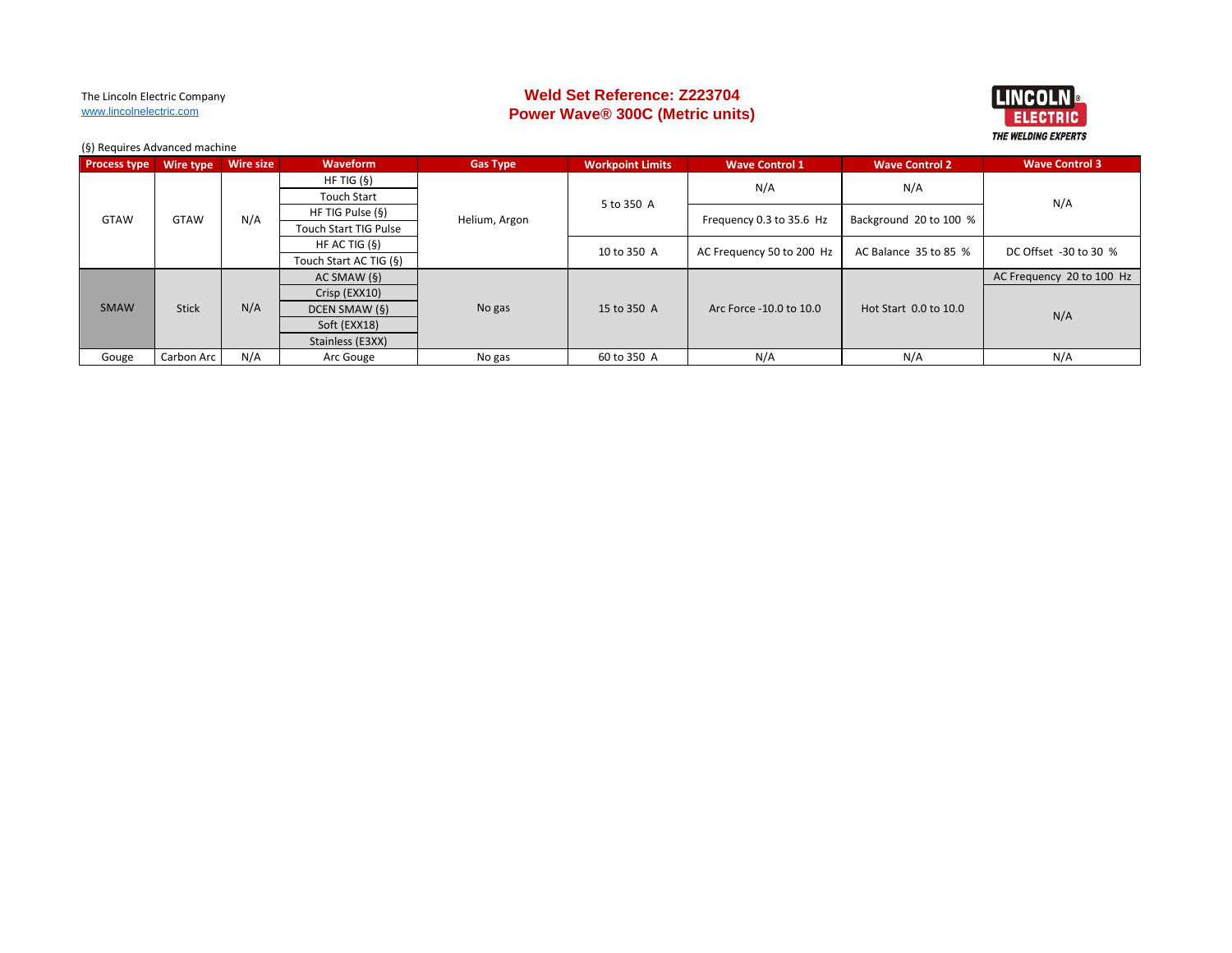The Lincoln Electric Company
www.lincolnelectric.com

## Weld Set Reference: Z223704
## Power Wave® 300C (Metric units)

(§) Requires Advanced machine

| Process type | Wire type | Wire size | Waveform | Gas Type | Workpoint Limits | Wave Control 1 | Wave Control 2 | Wave Control 3 |
|---|---|---|---|---|---|---|---|---|
| GTAW | GTAW | N/A | HF TIG (§) | Helium, Argon | 5 to 350 A | N/A | N/A | N/A |
| | | | Touch Start | | | | | |
| | | | HF TIG Pulse (§) | | | Frequency 0.3 to 35.6 Hz | Background 20 to 100 % | |
| | | | Touch Start TIG Pulse | | | | | |
| | | | HF AC TIG (§) | | 10 to 350 A | AC Frequency 50 to 200 Hz | AC Balance 35 to 85 % | DC Offset -30 to 30 % |
| | | | Touch Start AC TIG (§) | | | | | |
| SMAW | Stick | N/A | AC SMAW (§) | No gas | 15 to 350 A | Arc Force -10.0 to 10.0 | Hot Start 0.0 to 10.0 | AC Frequency 20 to 100 Hz |
| | | | Crisp (EXX10) | | | | | N/A |
| | | | DCEN SMAW (§) | | | | | |
| | | | Soft (EXX18) | | | | | |
| | | | Stainless (E3XX) | | | | | |
| Gouge | Carbon Arc | N/A | Arc Gouge | No gas | 60 to 350 A | N/A | N/A | N/A |